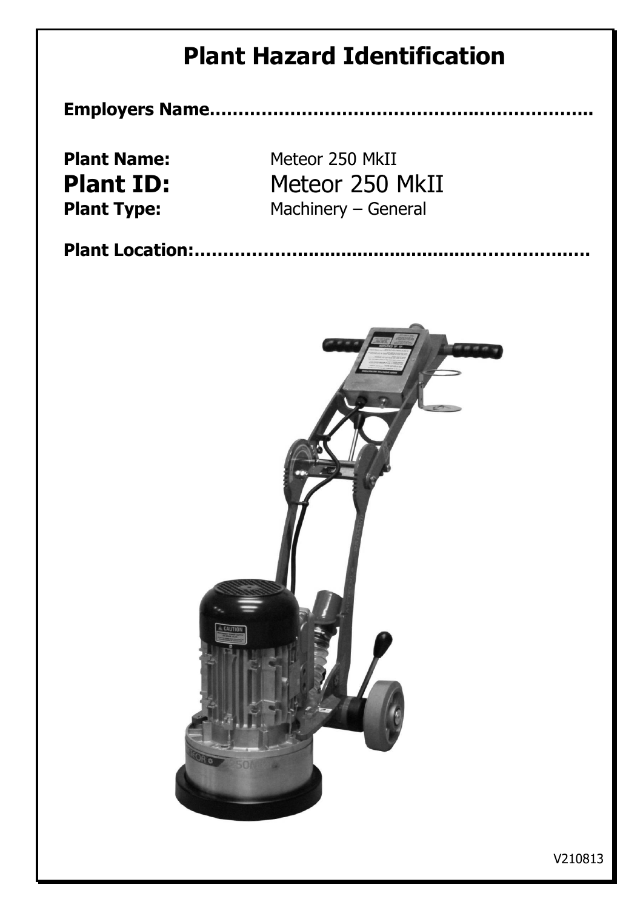# Plant Hazard Identification

**Employers Name................................................................**

**Plant Name:** Meteor 250 MkII

**Plant ID:** Meteor 250 MkII

**Plant Type:** Machinery – General

**Plant Location:....................................................................**

V210813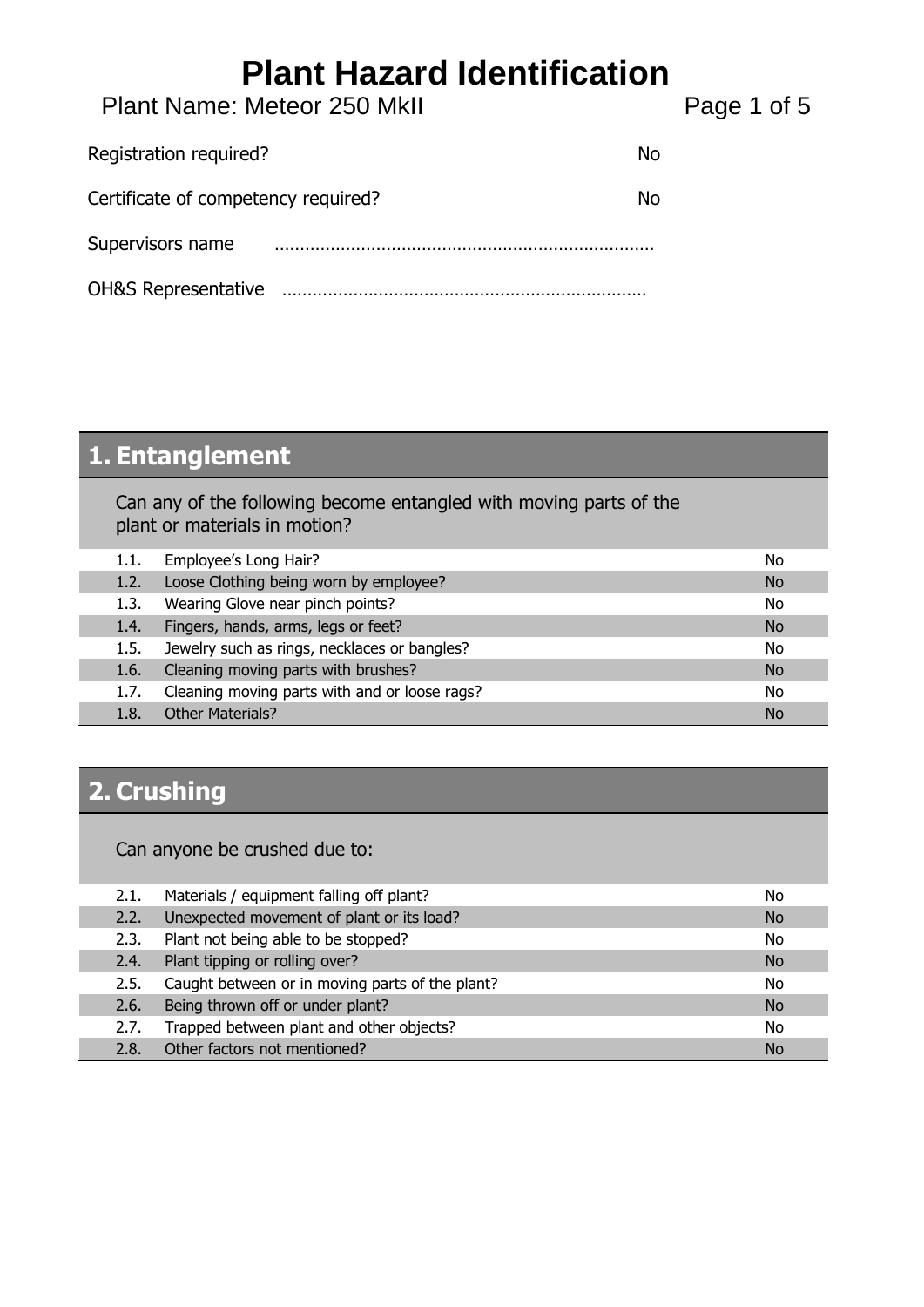# Plant Hazard Identification

Plant Name: Meteor 250 MkII

| | |
|---|---|
| Registration required? | No |
| Certificate of competency required? | No |

Supervisors name ……………………………………………………………………

OH&S Representative ………………………………………………………………

## 1. Entanglement

Can any of the following become entangled with moving parts of the plant or materials in motion?

| | | |
|---|---|---|
| 1.1. | Employee's Long Hair? | No |
| 1.2. | Loose Clothing being worn by employee? | No |
| 1.3. | Wearing Glove near pinch points? | No |
| 1.4. | Fingers, hands, arms, legs or feet? | No |
| 1.5. | Jewelry such as rings, necklaces or bangles? | No |
| 1.6. | Cleaning moving parts with brushes? | No |
| 1.7. | Cleaning moving parts with and or loose rags? | No |
| 1.8. | Other Materials? | No |

## 2. Crushing

Can anyone be crushed due to:

| | | |
|---|---|---|
| 2.1. | Materials / equipment falling off plant? | No |
| 2.2. | Unexpected movement of plant or its load? | No |
| 2.3. | Plant not being able to be stopped? | No |
| 2.4. | Plant tipping or rolling over? | No |
| 2.5. | Caught between or in moving parts of the plant? | No |
| 2.6. | Being thrown off or under plant? | No |
| 2.7. | Trapped between plant and other objects? | No |
| 2.8. | Other factors not mentioned? | No |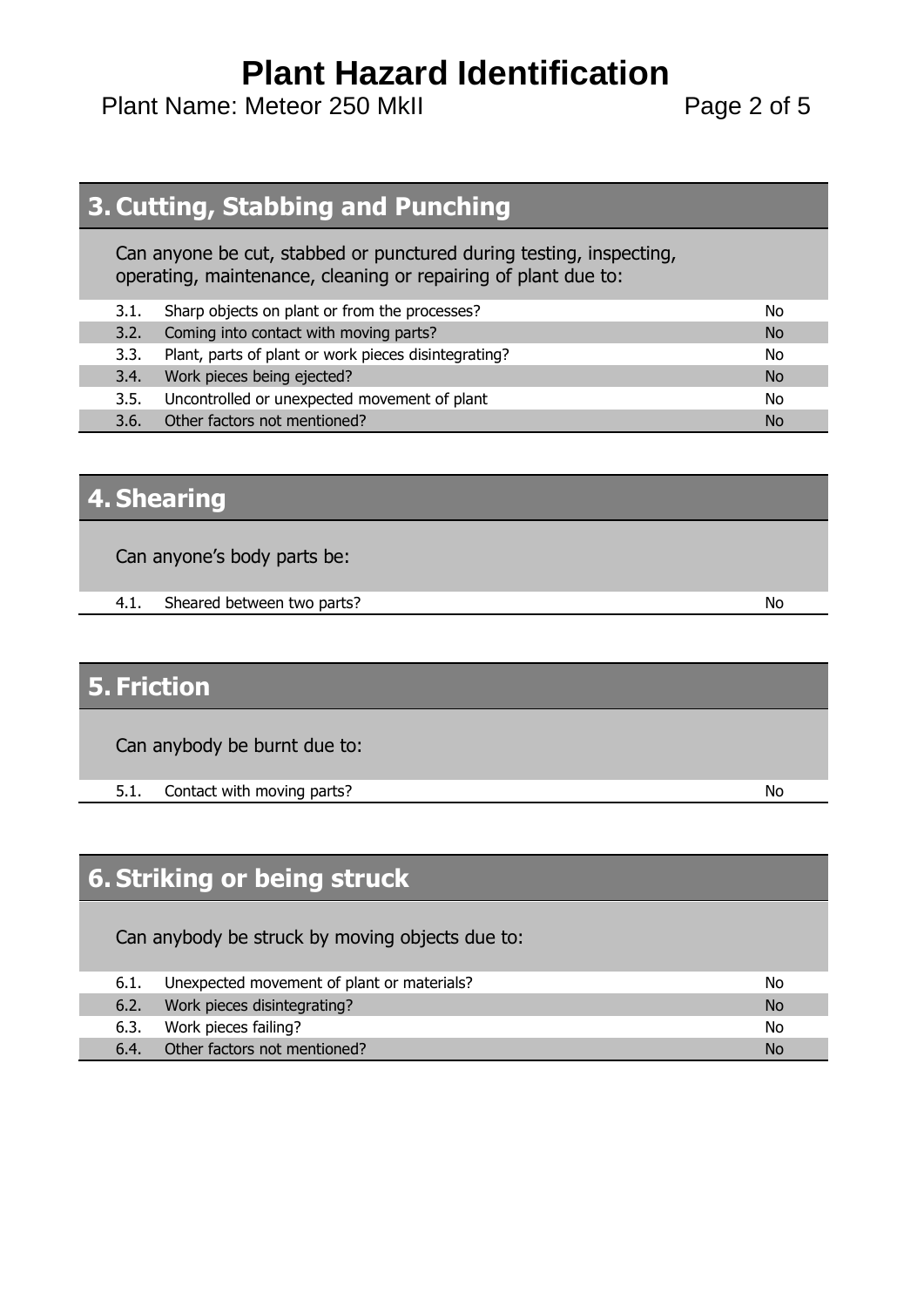# Plant Hazard Identification

Plant Name: Meteor 250 MkII

## 3. Cutting, Stabbing and Punching

Can anyone be cut, stabbed or punctured during testing, inspecting, operating, maintenance, cleaning or repairing of plant due to:

| | | |
|---|---|---|
| 3.1. | Sharp objects on plant or from the processes? | No |
| 3.2. | Coming into contact with moving parts? | No |
| 3.3. | Plant, parts of plant or work pieces disintegrating? | No |
| 3.4. | Work pieces being ejected? | No |
| 3.5. | Uncontrolled or unexpected movement of plant | No |
| 3.6. | Other factors not mentioned? | No |

## 4. Shearing

Can anyone's body parts be:

| | | |
|---|---|---|
| 4.1. | Sheared between two parts? | No |

## 5. Friction

Can anybody be burnt due to:

| | | |
|---|---|---|
| 5.1. | Contact with moving parts? | No |

## 6. Striking or being struck

Can anybody be struck by moving objects due to:

| | | |
|---|---|---|
| 6.1. | Unexpected movement of plant or materials? | No |
| 6.2. | Work pieces disintegrating? | No |
| 6.3. | Work pieces failing? | No |
| 6.4. | Other factors not mentioned? | No |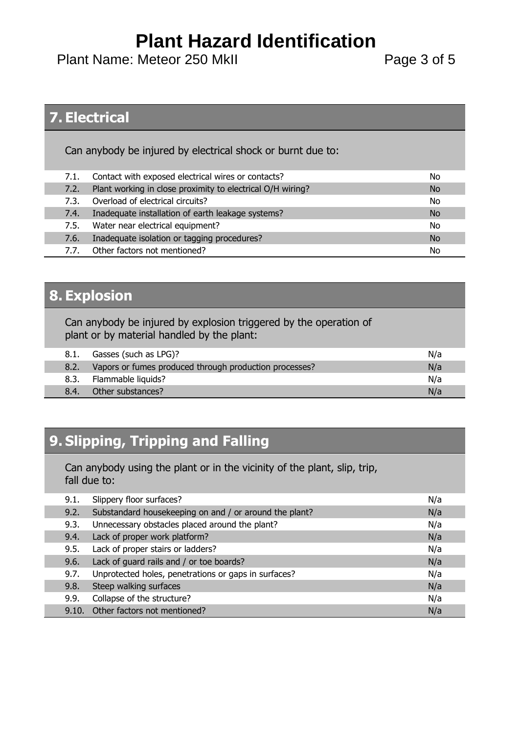# Plant Hazard Identification

Plant Name: Meteor 250 MkII

## 7. Electrical

Can anybody be injured by electrical shock or burnt due to:

| | | |
|---|---|---|
| 7.1. | Contact with exposed electrical wires or contacts? | No |
| 7.2. | Plant working in close proximity to electrical O/H wiring? | No |
| 7.3. | Overload of electrical circuits? | No |
| 7.4. | Inadequate installation of earth leakage systems? | No |
| 7.5. | Water near electrical equipment? | No |
| 7.6. | Inadequate isolation or tagging procedures? | No |
| 7.7. | Other factors not mentioned? | No |

## 8. Explosion

Can anybody be injured by explosion triggered by the operation of plant or by material handled by the plant:

| | | |
|---|---|---|
| 8.1. | Gasses (such as LPG)? | N/a |
| 8.2. | Vapors or fumes produced through production processes? | N/a |
| 8.3. | Flammable liquids? | N/a |
| 8.4. | Other substances? | N/a |

## 9. Slipping, Tripping and Falling

Can anybody using the plant or in the vicinity of the plant, slip, trip, fall due to:

| | | |
|---|---|---|
| 9.1. | Slippery floor surfaces? | N/a |
| 9.2. | Substandard housekeeping on and / or around the plant? | N/a |
| 9.3. | Unnecessary obstacles placed around the plant? | N/a |
| 9.4. | Lack of proper work platform? | N/a |
| 9.5. | Lack of proper stairs or ladders? | N/a |
| 9.6. | Lack of guard rails and / or toe boards? | N/a |
| 9.7. | Unprotected holes, penetrations or gaps in surfaces? | N/a |
| 9.8. | Steep walking surfaces | N/a |
| 9.9. | Collapse of the structure? | N/a |
| 9.10. | Other factors not mentioned? | N/a |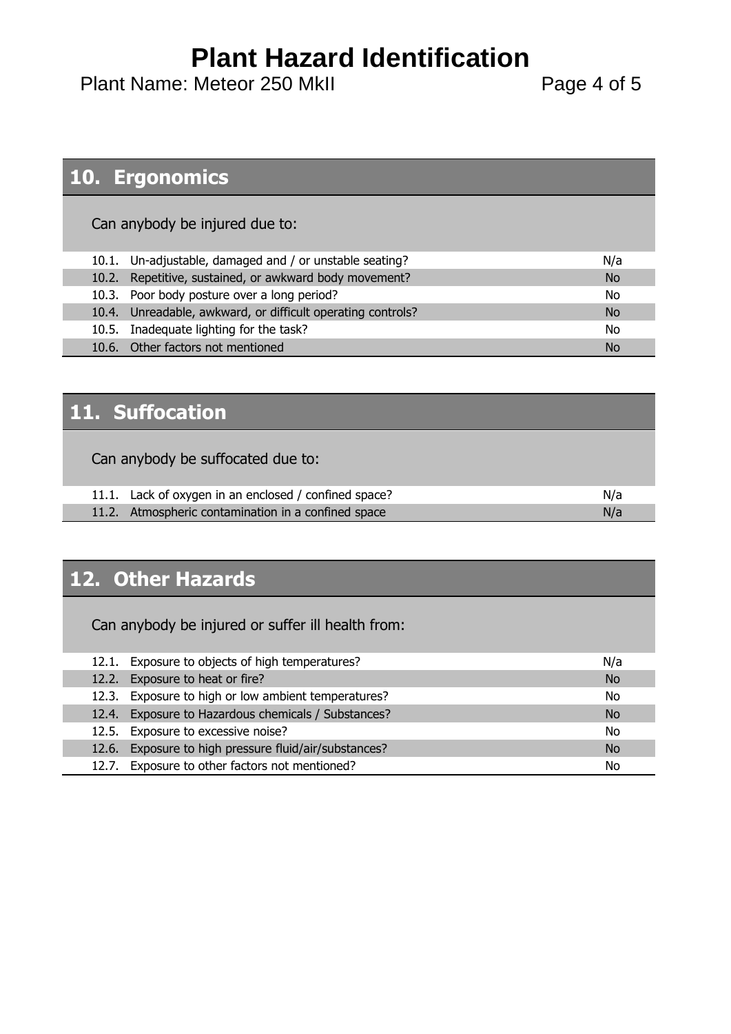# Plant Hazard Identification

Plant Name: Meteor 250 MkII

## 10. Ergonomics

Can anybody be injured due to:

| | | |
|---|---|---|
| 10.1. | Un-adjustable, damaged and / or unstable seating? | N/a |
| 10.2. | Repetitive, sustained, or awkward body movement? | No |
| 10.3. | Poor body posture over a long period? | No |
| 10.4. | Unreadable, awkward, or difficult operating controls? | No |
| 10.5. | Inadequate lighting for the task? | No |
| 10.6. | Other factors not mentioned | No |

## 11. Suffocation

Can anybody be suffocated due to:

| | | |
|---|---|---|
| 11.1. | Lack of oxygen in an enclosed / confined space? | N/a |
| 11.2. | Atmospheric contamination in a confined space | N/a |

## 12. Other Hazards

Can anybody be injured or suffer ill health from:

| | | |
|---|---|---|
| 12.1. | Exposure to objects of high temperatures? | N/a |
| 12.2. | Exposure to heat or fire? | No |
| 12.3. | Exposure to high or low ambient temperatures? | No |
| 12.4. | Exposure to Hazardous chemicals / Substances? | No |
| 12.5. | Exposure to excessive noise? | No |
| 12.6. | Exposure to high pressure fluid/air/substances? | No |
| 12.7. | Exposure to other factors not mentioned? | No |